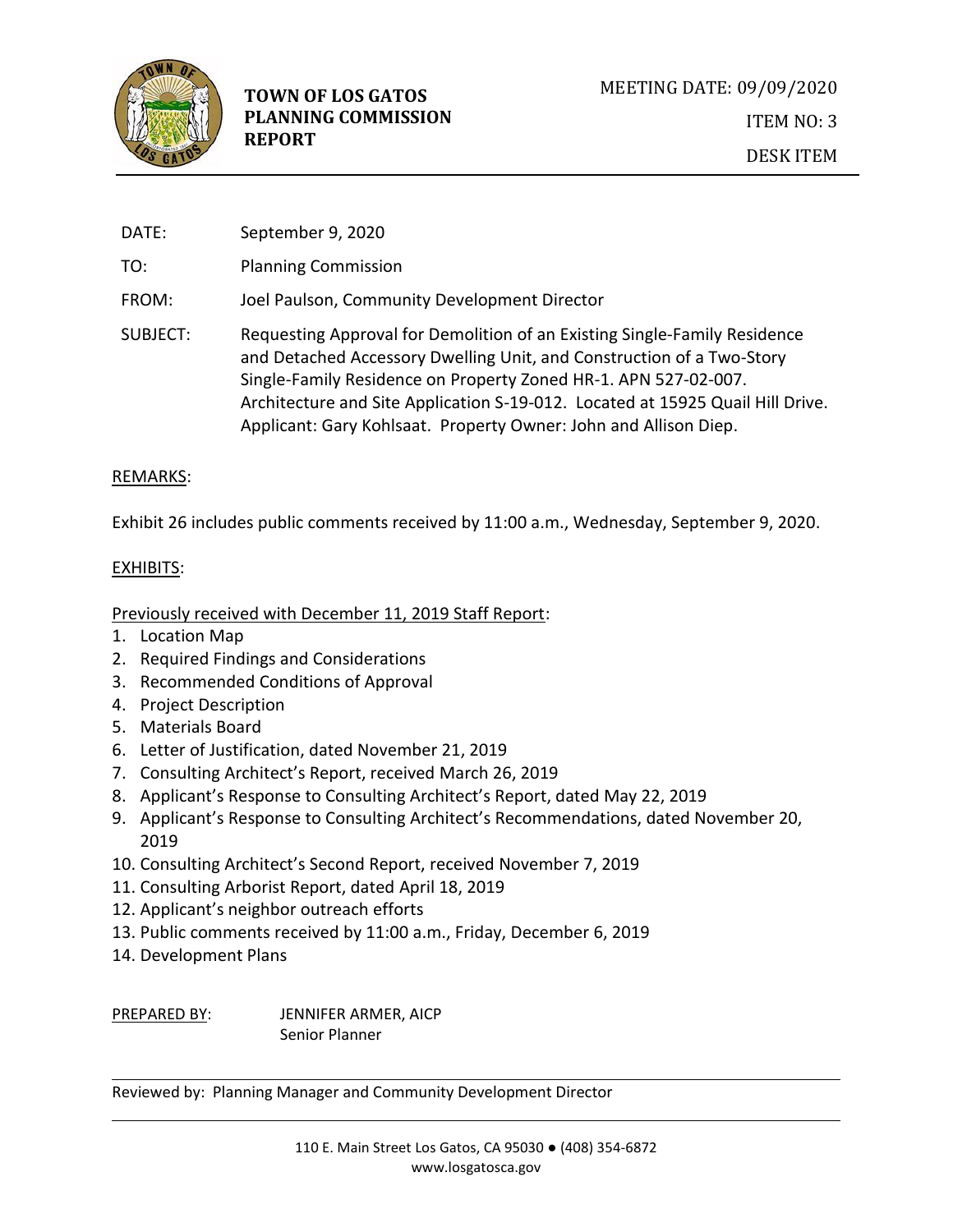**TOWN OF LOS GATOS**
**PLANNING COMMISSION**
**REPORT**

MEETING DATE: 09/09/2020

ITEM NO: 3

DESK ITEM

DATE: September 9, 2020

TO: Planning Commission

FROM: Joel Paulson, Community Development Director

SUBJECT: Requesting Approval for Demolition of an Existing Single-Family Residence and Detached Accessory Dwelling Unit, and Construction of a Two-Story Single-Family Residence on Property Zoned HR-1. APN 527-02-007. Architecture and Site Application S-19-012. Located at 15925 Quail Hill Drive. Applicant: Gary Kohlsaat. Property Owner: John and Allison Diep.

REMARKS:

Exhibit 26 includes public comments received by 11:00 a.m., Wednesday, September 9, 2020.

EXHIBITS:

Previously received with December 11, 2019 Staff Report:

1. Location Map
2. Required Findings and Considerations
3. Recommended Conditions of Approval
4. Project Description
5. Materials Board
6. Letter of Justification, dated November 21, 2019
7. Consulting Architect's Report, received March 26, 2019
8. Applicant's Response to Consulting Architect's Report, dated May 22, 2019
9. Applicant's Response to Consulting Architect's Recommendations, dated November 20, 2019
10. Consulting Architect's Second Report, received November 7, 2019
11. Consulting Arborist Report, dated April 18, 2019
12. Applicant's neighbor outreach efforts
13. Public comments received by 11:00 a.m., Friday, December 6, 2019
14. Development Plans

PREPARED BY: JENNIFER ARMER, AICP
Senior Planner

Reviewed by: Planning Manager and Community Development Director

110 E. Main Street Los Gatos, CA 95030 ● (408) 354-6872
www.losgatosca.gov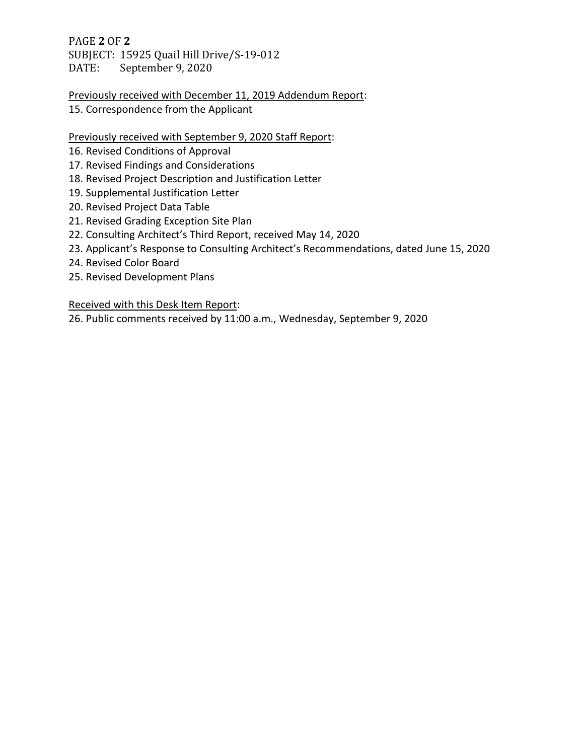Previously received with December 11, 2019 Addendum Report:

15. Correspondence from the Applicant

Previously received with September 9, 2020 Staff Report:

16. Revised Conditions of Approval
17. Revised Findings and Considerations
18. Revised Project Description and Justification Letter
19. Supplemental Justification Letter
20. Revised Project Data Table
21. Revised Grading Exception Site Plan
22. Consulting Architect's Third Report, received May 14, 2020
23. Applicant's Response to Consulting Architect's Recommendations, dated June 15, 2020
24. Revised Color Board
25. Revised Development Plans

Received with this Desk Item Report:

26. Public comments received by 11:00 a.m., Wednesday, September 9, 2020